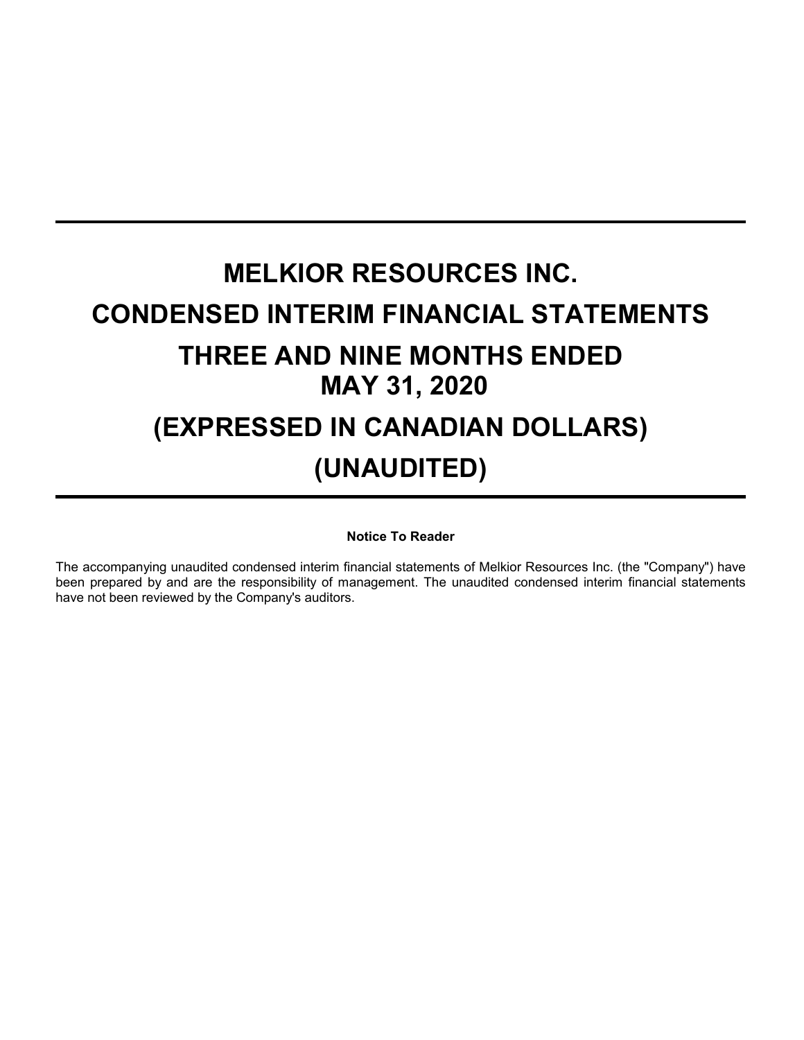# MELKIOR RESOURCES INC.

# CONDENSED INTERIM FINANCIAL STATEMENTS

# THREE AND NINE MONTHS ENDED MAY 31, 2020

# (EXPRESSED IN CANADIAN DOLLARS)

# (UNAUDITED)

**Notice To Reader**

The accompanying unaudited condensed interim financial statements of Melkior Resources Inc. (the "Company") have been prepared by and are the responsibility of management. The unaudited condensed interim financial statements have not been reviewed by the Company's auditors.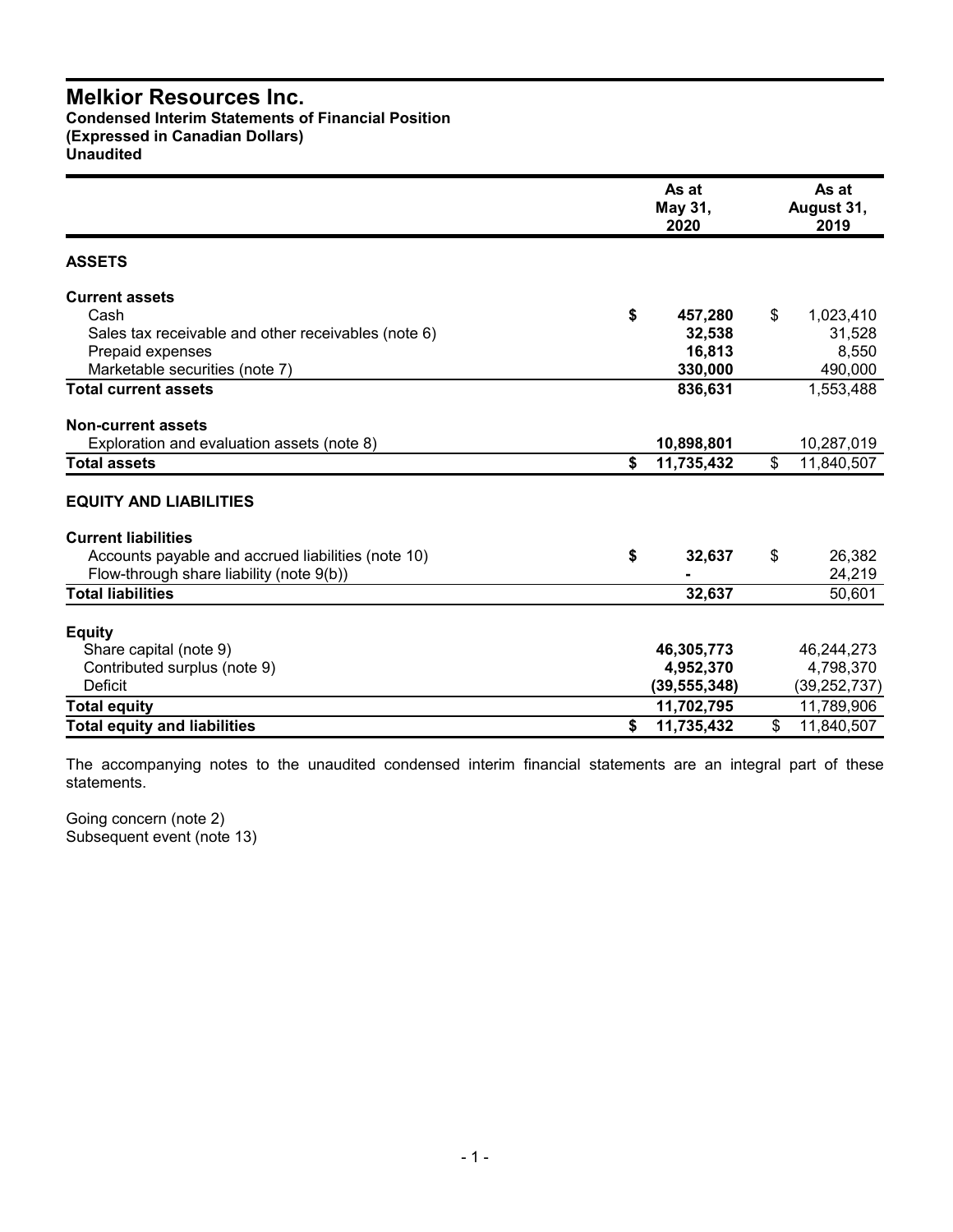# Melkior Resources Inc.

**Condensed Interim Statements of Financial Position**
**(Expressed in Canadian Dollars)**
**Unaudited**

| | As at May 31, 2020 | As at August 31, 2019 |
|---|---|---|
| **ASSETS** | | |
| **Current assets** | | |
| Cash | **$ 457,280** | $ 1,023,410 |
| Sales tax receivable and other receivables (note 6) | **32,538** | 31,528 |
| Prepaid expenses | **16,813** | 8,550 |
| Marketable securities (note 7) | **330,000** | 490,000 |
| **Total current assets** | **836,631** | 1,553,488 |
| **Non-current assets** | | |
| Exploration and evaluation assets (note 8) | **10,898,801** | 10,287,019 |
| **Total assets** | **$ 11,735,432** | $ 11,840,507 |
| **EQUITY AND LIABILITIES** | | |
| **Current liabilities** | | |
| Accounts payable and accrued liabilities (note 10) | **$ 32,637** | $ 26,382 |
| Flow-through share liability (note 9(b)) | **-** | 24,219 |
| **Total liabilities** | **32,637** | 50,601 |
| **Equity** | | |
| Share capital (note 9) | **46,305,773** | 46,244,273 |
| Contributed surplus (note 9) | **4,952,370** | 4,798,370 |
| Deficit | **(39,555,348)** | (39,252,737) |
| **Total equity** | **11,702,795** | 11,789,906 |
| **Total equity and liabilities** | **$ 11,735,432** | $ 11,840,507 |

The accompanying notes to the unaudited condensed interim financial statements are an integral part of these statements.

Going concern (note 2)
Subsequent event (note 13)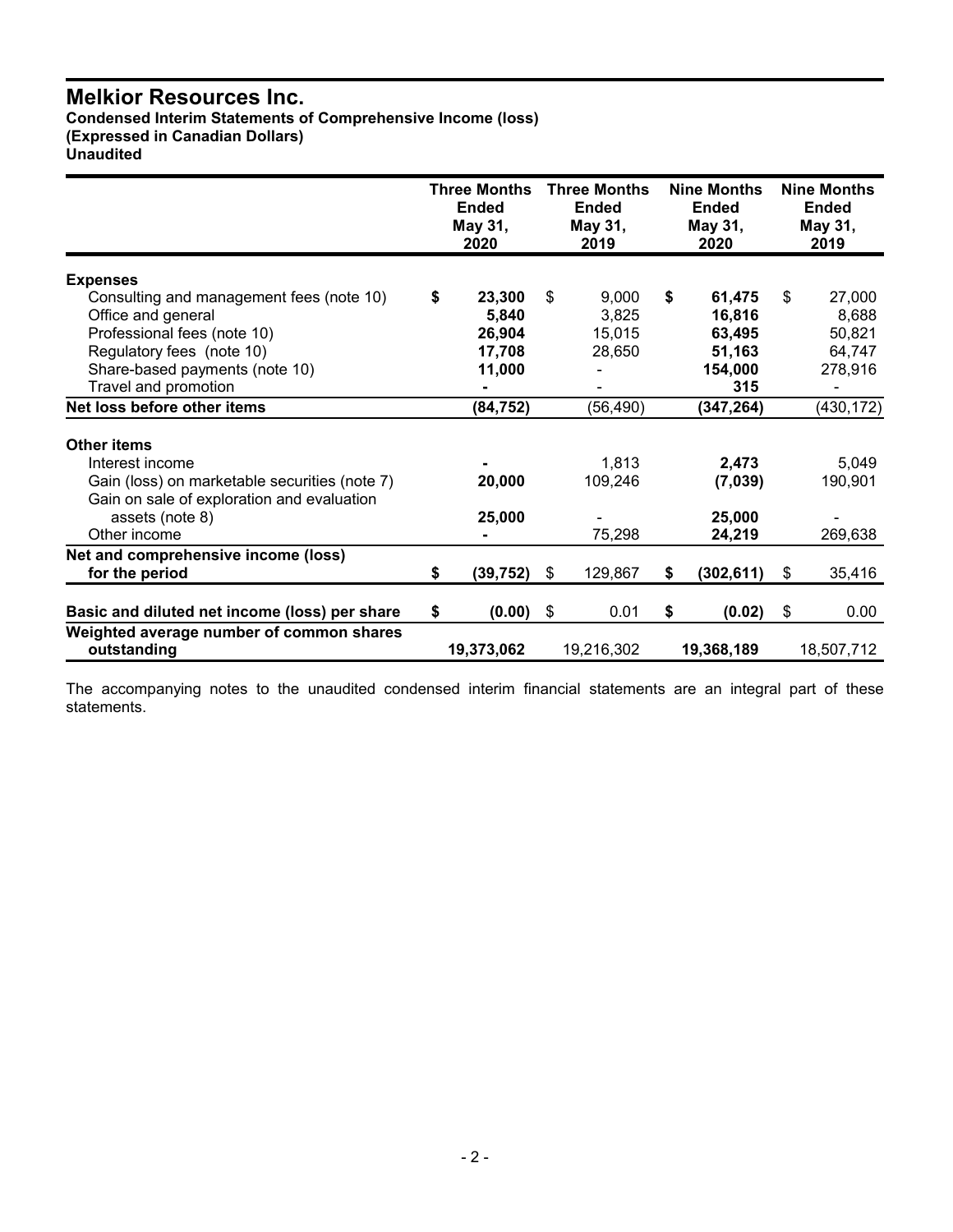# Melkior Resources Inc.

**Condensed Interim Statements of Comprehensive Income (loss)**
**(Expressed in Canadian Dollars)**
**Unaudited**

| | Three Months Ended May 31, 2020 | Three Months Ended May 31, 2019 | Nine Months Ended May 31, 2020 | Nine Months Ended May 31, 2019 |
|---|---|---|---|---|
| **Expenses** | | | | |
| Consulting and management fees (note 10) | **$ 23,300** | $ 9,000 | **$ 61,475** | $ 27,000 |
| Office and general | **5,840** | 3,825 | **16,816** | 8,688 |
| Professional fees (note 10) | **26,904** | 15,015 | **63,495** | 50,821 |
| Regulatory fees (note 10) | **17,708** | 28,650 | **51,163** | 64,747 |
| Share-based payments (note 10) | **11,000** | - | **154,000** | 278,916 |
| Travel and promotion | **-** | - | **315** | - |
| **Net loss before other items** | **(84,752)** | (56,490) | **(347,264)** | (430,172) |
| **Other items** | | | | |
| Interest income | **-** | 1,813 | **2,473** | 5,049 |
| Gain (loss) on marketable securities (note 7) | **20,000** | 109,246 | **(7,039)** | 190,901 |
| Gain on sale of exploration and evaluation assets (note 8) | **25,000** | - | **25,000** | - |
| Other income | **-** | 75,298 | **24,219** | 269,638 |
| **Net and comprehensive income (loss) for the period** | **$ (39,752)** | $ 129,867 | **$ (302,611)** | $ 35,416 |
| **Basic and diluted net income (loss) per share** | **$ (0.00)** | $ 0.01 | **$ (0.02)** | $ 0.00 |
| **Weighted average number of common shares outstanding** | **19,373,062** | 19,216,302 | **19,368,189** | 18,507,712 |

The accompanying notes to the unaudited condensed interim financial statements are an integral part of these statements.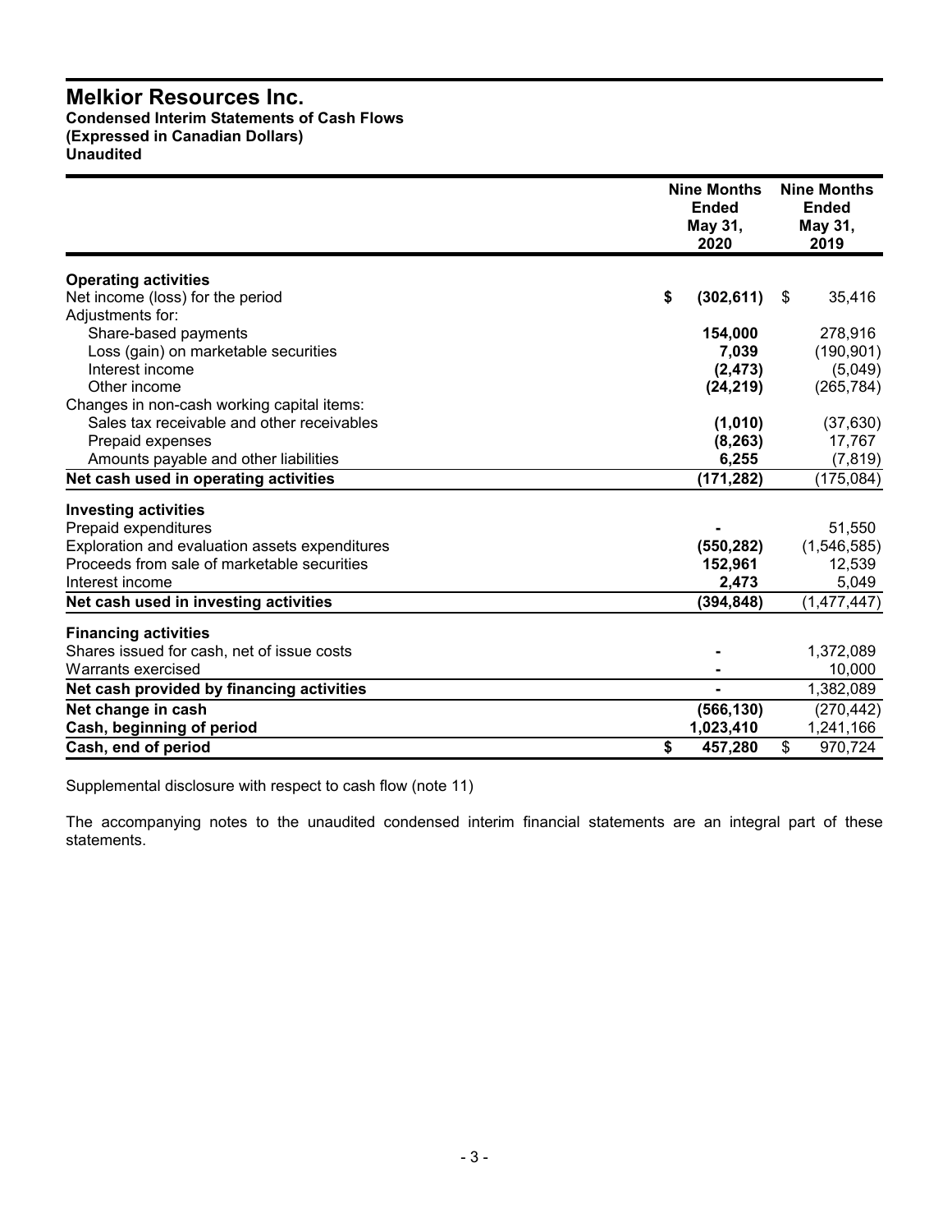# Melkior Resources Inc.

**Condensed Interim Statements of Cash Flows**
**(Expressed in Canadian Dollars)**
**Unaudited**

| | Nine Months Ended May 31, 2020 | Nine Months Ended May 31, 2019 |
|---|---|---|
| **Operating activities** | | |
| Net income (loss) for the period | **$ (302,611)** | $ 35,416 |
| Adjustments for: | | |
| Share-based payments | **154,000** | 278,916 |
| Loss (gain) on marketable securities | **7,039** | (190,901) |
| Interest income | **(2,473)** | (5,049) |
| Other income | **(24,219)** | (265,784) |
| Changes in non-cash working capital items: | | |
| Sales tax receivable and other receivables | **(1,010)** | (37,630) |
| Prepaid expenses | **(8,263)** | 17,767 |
| Amounts payable and other liabilities | **6,255** | (7,819) |
| **Net cash used in operating activities** | **(171,282)** | (175,084) |
| **Investing activities** | | |
| Prepaid expenditures | **-** | 51,550 |
| Exploration and evaluation assets expenditures | **(550,282)** | (1,546,585) |
| Proceeds from sale of marketable securities | **152,961** | 12,539 |
| Interest income | **2,473** | 5,049 |
| **Net cash used in investing activities** | **(394,848)** | (1,477,447) |
| **Financing activities** | | |
| Shares issued for cash, net of issue costs | **-** | 1,372,089 |
| Warrants exercised | **-** | 10,000 |
| **Net cash provided by financing activities** | **-** | 1,382,089 |
| **Net change in cash** | **(566,130)** | (270,442) |
| **Cash, beginning of period** | **1,023,410** | 1,241,166 |
| **Cash, end of period** | **$ 457,280** | $ 970,724 |

Supplemental disclosure with respect to cash flow (note 11)

The accompanying notes to the unaudited condensed interim financial statements are an integral part of these statements.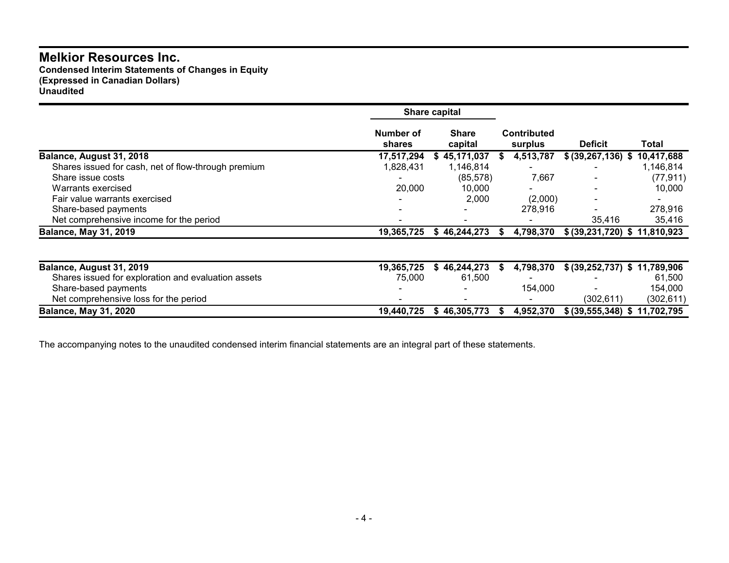# Melkior Resources Inc.

**Condensed Interim Statements of Changes in Equity**
**(Expressed in Canadian Dollars)**
**Unaudited**

| | Share capital | | | | |
|---|---|---|---|---|---|
| | Number of shares | Share capital | Contributed surplus | Deficit | Total |
| **Balance, August 31, 2018** | **17,517,294** | **$ 45,171,037** | **$ 4,513,787** | **$ (39,267,136)** | **$ 10,417,688** |
| Shares issued for cash, net of flow-through premium | 1,828,431 | 1,146,814 | - | - | 1,146,814 |
| Share issue costs | - | (85,578) | 7,667 | - | (77,911) |
| Warrants exercised | 20,000 | 10,000 | - | - | 10,000 |
| Fair value warrants exercised | - | 2,000 | (2,000) | - | - |
| Share-based payments | - | - | 278,916 | - | 278,916 |
| Net comprehensive income for the period | - | - | - | 35,416 | 35,416 |
| **Balance, May 31, 2019** | **19,365,725** | **$ 46,244,273** | **$ 4,798,370** | **$ (39,231,720)** | **$ 11,810,923** |
| | | | | | |
| **Balance, August 31, 2019** | **19,365,725** | **$ 46,244,273** | **$ 4,798,370** | **$ (39,252,737)** | **$ 11,789,906** |
| Shares issued for exploration and evaluation assets | 75,000 | 61,500 | - | - | 61,500 |
| Share-based payments | - | - | 154,000 | - | 154,000 |
| Net comprehensive loss for the period | - | - | - | (302,611) | (302,611) |
| **Balance, May 31, 2020** | **19,440,725** | **$ 46,305,773** | **$ 4,952,370** | **$ (39,555,348)** | **$ 11,702,795** |

The accompanying notes to the unaudited condensed interim financial statements are an integral part of these statements.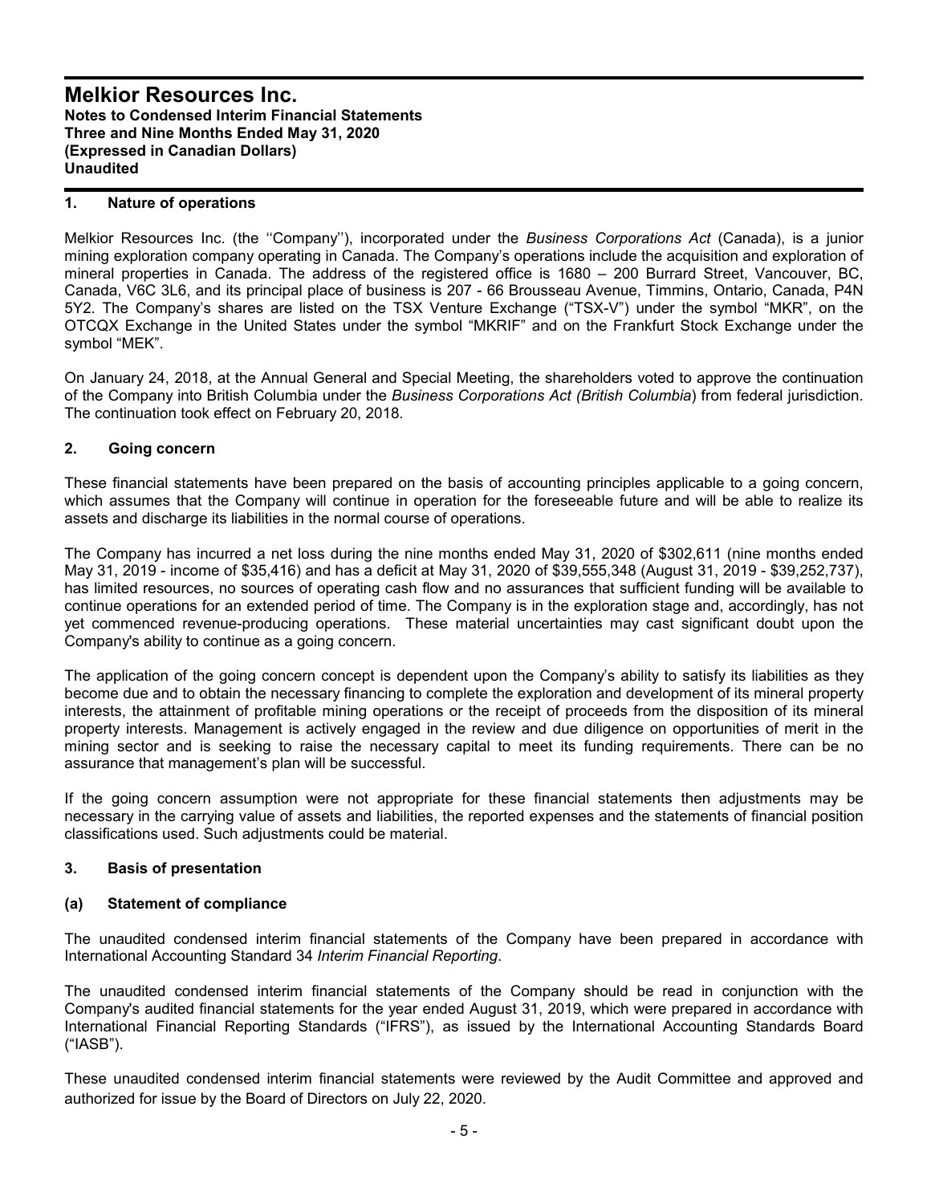# Melkior Resources Inc.

**Notes to Condensed Interim Financial Statements**
**Three and Nine Months Ended May 31, 2020**
**(Expressed in Canadian Dollars)**
**Unaudited**

## 1. Nature of operations

Melkior Resources Inc. (the ''Company''), incorporated under the *Business Corporations Act* (Canada), is a junior mining exploration company operating in Canada. The Company's operations include the acquisition and exploration of mineral properties in Canada. The address of the registered office is 1680 – 200 Burrard Street, Vancouver, BC, Canada, V6C 3L6, and its principal place of business is 207 - 66 Brousseau Avenue, Timmins, Ontario, Canada, P4N 5Y2. The Company's shares are listed on the TSX Venture Exchange ("TSX-V") under the symbol "MKR", on the OTCQX Exchange in the United States under the symbol "MKRIF" and on the Frankfurt Stock Exchange under the symbol "MEK".

On January 24, 2018, at the Annual General and Special Meeting, the shareholders voted to approve the continuation of the Company into British Columbia under the *Business Corporations Act (British Columbia*) from federal jurisdiction. The continuation took effect on February 20, 2018.

## 2. Going concern

These financial statements have been prepared on the basis of accounting principles applicable to a going concern, which assumes that the Company will continue in operation for the foreseeable future and will be able to realize its assets and discharge its liabilities in the normal course of operations.

The Company has incurred a net loss during the nine months ended May 31, 2020 of $302,611 (nine months ended May 31, 2019 - income of $35,416) and has a deficit at May 31, 2020 of $39,555,348 (August 31, 2019 - $39,252,737), has limited resources, no sources of operating cash flow and no assurances that sufficient funding will be available to continue operations for an extended period of time. The Company is in the exploration stage and, accordingly, has not yet commenced revenue-producing operations. These material uncertainties may cast significant doubt upon the Company's ability to continue as a going concern.

The application of the going concern concept is dependent upon the Company's ability to satisfy its liabilities as they become due and to obtain the necessary financing to complete the exploration and development of its mineral property interests, the attainment of profitable mining operations or the receipt of proceeds from the disposition of its mineral property interests. Management is actively engaged in the review and due diligence on opportunities of merit in the mining sector and is seeking to raise the necessary capital to meet its funding requirements. There can be no assurance that management's plan will be successful.

If the going concern assumption were not appropriate for these financial statements then adjustments may be necessary in the carrying value of assets and liabilities, the reported expenses and the statements of financial position classifications used. Such adjustments could be material.

## 3. Basis of presentation

### (a) Statement of compliance

The unaudited condensed interim financial statements of the Company have been prepared in accordance with International Accounting Standard 34 *Interim Financial Reporting*.

The unaudited condensed interim financial statements of the Company should be read in conjunction with the Company's audited financial statements for the year ended August 31, 2019, which were prepared in accordance with International Financial Reporting Standards ("IFRS"), as issued by the International Accounting Standards Board ("IASB").

These unaudited condensed interim financial statements were reviewed by the Audit Committee and approved and authorized for issue by the Board of Directors on July 22, 2020.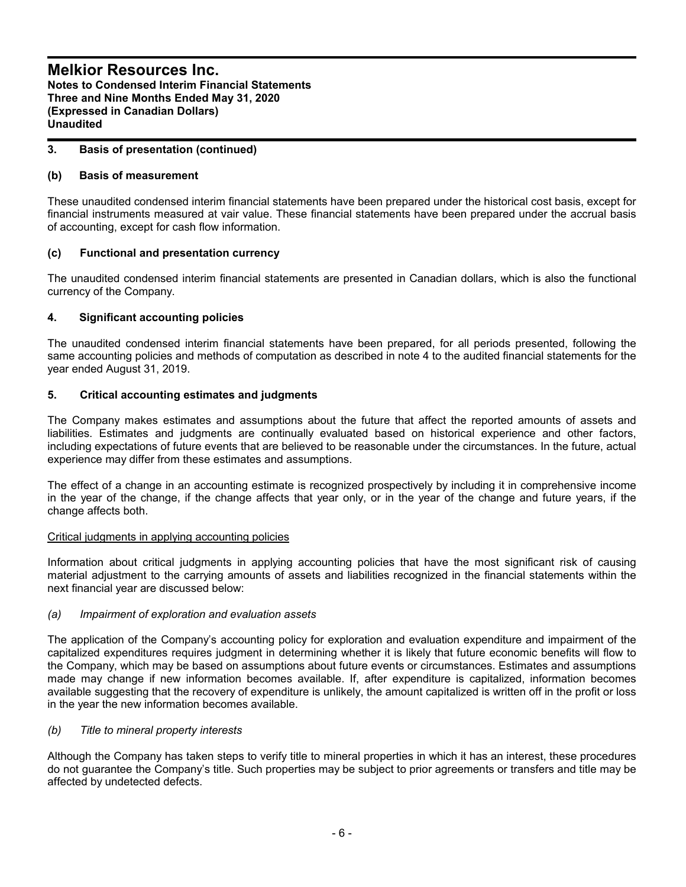## 3. Basis of presentation (continued)

### (b) Basis of measurement

These unaudited condensed interim financial statements have been prepared under the historical cost basis, except for financial instruments measured at vair value. These financial statements have been prepared under the accrual basis of accounting, except for cash flow information.

### (c) Functional and presentation currency

The unaudited condensed interim financial statements are presented in Canadian dollars, which is also the functional currency of the Company.

## 4. Significant accounting policies

The unaudited condensed interim financial statements have been prepared, for all periods presented, following the same accounting policies and methods of computation as described in note 4 to the audited financial statements for the year ended August 31, 2019.

## 5. Critical accounting estimates and judgments

The Company makes estimates and assumptions about the future that affect the reported amounts of assets and liabilities. Estimates and judgments are continually evaluated based on historical experience and other factors, including expectations of future events that are believed to be reasonable under the circumstances. In the future, actual experience may differ from these estimates and assumptions.

The effect of a change in an accounting estimate is recognized prospectively by including it in comprehensive income in the year of the change, if the change affects that year only, or in the year of the change and future years, if the change affects both.

Critical judgments in applying accounting policies

Information about critical judgments in applying accounting policies that have the most significant risk of causing material adjustment to the carrying amounts of assets and liabilities recognized in the financial statements within the next financial year are discussed below:

*(a) Impairment of exploration and evaluation assets*

The application of the Company's accounting policy for exploration and evaluation expenditure and impairment of the capitalized expenditures requires judgment in determining whether it is likely that future economic benefits will flow to the Company, which may be based on assumptions about future events or circumstances. Estimates and assumptions made may change if new information becomes available. If, after expenditure is capitalized, information becomes available suggesting that the recovery of expenditure is unlikely, the amount capitalized is written off in the profit or loss in the year the new information becomes available.

*(b) Title to mineral property interests*

Although the Company has taken steps to verify title to mineral properties in which it has an interest, these procedures do not guarantee the Company's title. Such properties may be subject to prior agreements or transfers and title may be affected by undetected defects.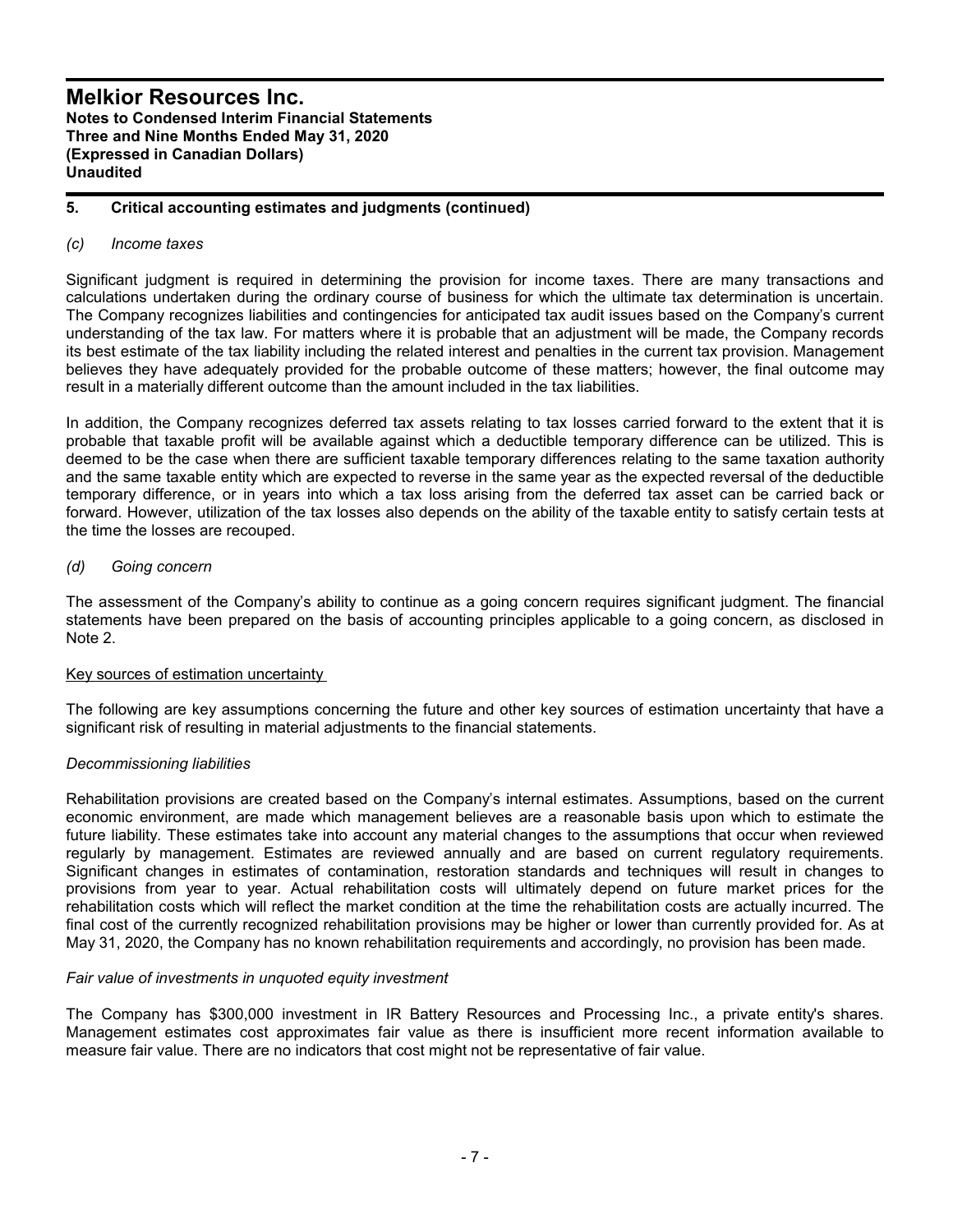## 5. Critical accounting estimates and judgments (continued)

*(c) Income taxes*

Significant judgment is required in determining the provision for income taxes. There are many transactions and calculations undertaken during the ordinary course of business for which the ultimate tax determination is uncertain. The Company recognizes liabilities and contingencies for anticipated tax audit issues based on the Company's current understanding of the tax law. For matters where it is probable that an adjustment will be made, the Company records its best estimate of the tax liability including the related interest and penalties in the current tax provision. Management believes they have adequately provided for the probable outcome of these matters; however, the final outcome may result in a materially different outcome than the amount included in the tax liabilities.

In addition, the Company recognizes deferred tax assets relating to tax losses carried forward to the extent that it is probable that taxable profit will be available against which a deductible temporary difference can be utilized. This is deemed to be the case when there are sufficient taxable temporary differences relating to the same taxation authority and the same taxable entity which are expected to reverse in the same year as the expected reversal of the deductible temporary difference, or in years into which a tax loss arising from the deferred tax asset can be carried back or forward. However, utilization of the tax losses also depends on the ability of the taxable entity to satisfy certain tests at the time the losses are recouped.

*(d) Going concern*

The assessment of the Company's ability to continue as a going concern requires significant judgment. The financial statements have been prepared on the basis of accounting principles applicable to a going concern, as disclosed in Note 2.

Key sources of estimation uncertainty

The following are key assumptions concerning the future and other key sources of estimation uncertainty that have a significant risk of resulting in material adjustments to the financial statements.

*Decommissioning liabilities*

Rehabilitation provisions are created based on the Company's internal estimates. Assumptions, based on the current economic environment, are made which management believes are a reasonable basis upon which to estimate the future liability. These estimates take into account any material changes to the assumptions that occur when reviewed regularly by management. Estimates are reviewed annually and are based on current regulatory requirements. Significant changes in estimates of contamination, restoration standards and techniques will result in changes to provisions from year to year. Actual rehabilitation costs will ultimately depend on future market prices for the rehabilitation costs which will reflect the market condition at the time the rehabilitation costs are actually incurred. The final cost of the currently recognized rehabilitation provisions may be higher or lower than currently provided for. As at May 31, 2020, the Company has no known rehabilitation requirements and accordingly, no provision has been made.

*Fair value of investments in unquoted equity investment*

The Company has $300,000 investment in IR Battery Resources and Processing Inc., a private entity's shares. Management estimates cost approximates fair value as there is insufficient more recent information available to measure fair value. There are no indicators that cost might not be representative of fair value.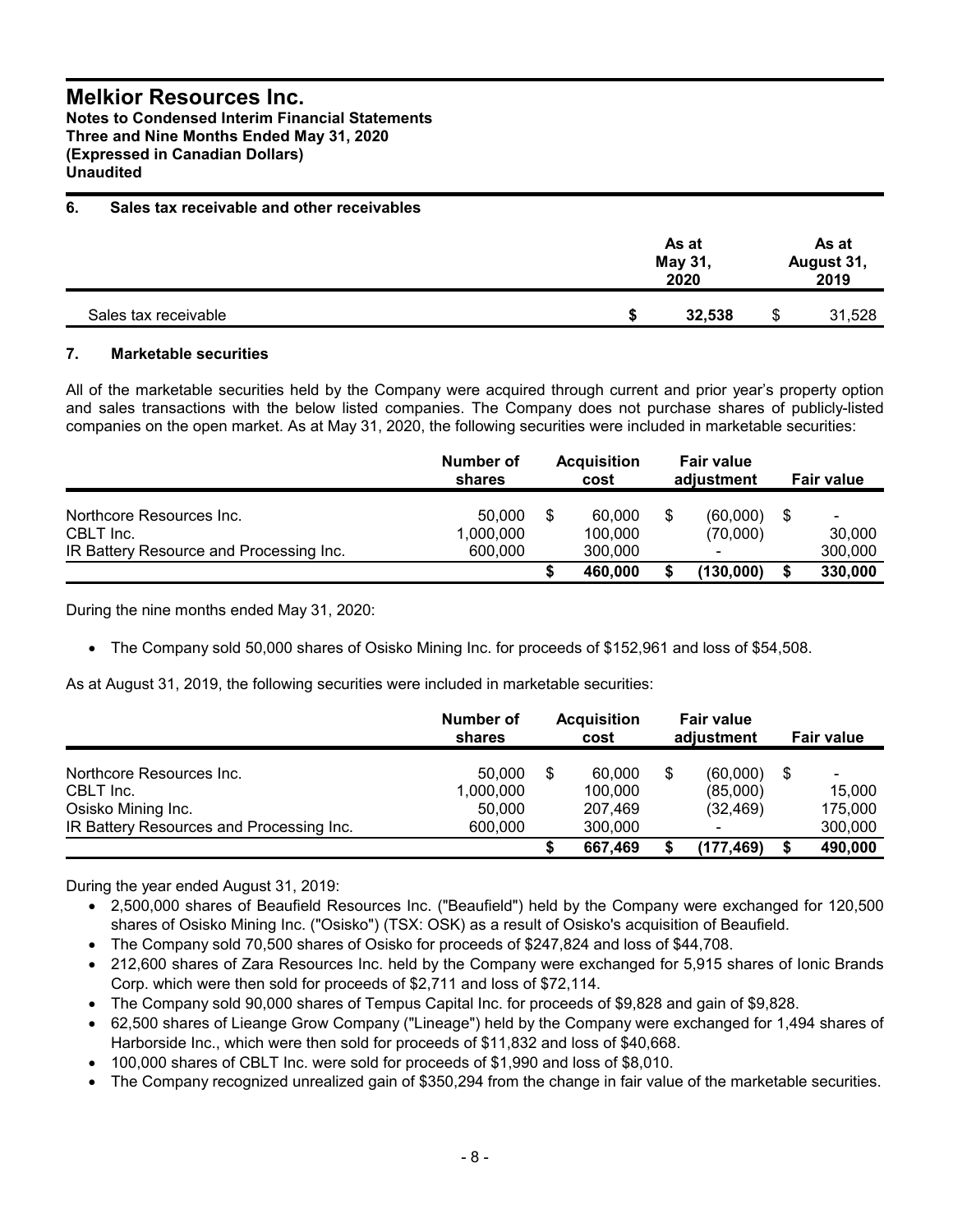# Melkior Resources Inc.

**Notes to Condensed Interim Financial Statements**
**Three and Nine Months Ended May 31, 2020**
**(Expressed in Canadian Dollars)**
**Unaudited**

## 6. Sales tax receivable and other receivables

| | As at May 31, 2020 | As at August 31, 2019 |
|---|---|---|
| Sales tax receivable | **$ 32,538** | $ 31,528 |

## 7. Marketable securities

All of the marketable securities held by the Company were acquired through current and prior year's property option and sales transactions with the below listed companies. The Company does not purchase shares of publicly-listed companies on the open market. As at May 31, 2020, the following securities were included in marketable securities:

| | Number of shares | Acquisition cost | Fair value adjustment | Fair value |
|---|---|---|---|---|
| Northcore Resources Inc. | 50,000 | $ 60,000 | $ (60,000) | $ - |
| CBLT Inc. | 1,000,000 | 100,000 | (70,000) | 30,000 |
| IR Battery Resource and Processing Inc. | 600,000 | 300,000 | - | 300,000 |
| | | **$ 460,000** | **$ (130,000)** | **$ 330,000** |

During the nine months ended May 31, 2020:

- The Company sold 50,000 shares of Osisko Mining Inc. for proceeds of $152,961 and loss of $54,508.

As at August 31, 2019, the following securities were included in marketable securities:

| | Number of shares | Acquisition cost | Fair value adjustment | Fair value |
|---|---|---|---|---|
| Northcore Resources Inc. | 50,000 | $ 60,000 | $ (60,000) | $ - |
| CBLT Inc. | 1,000,000 | 100,000 | (85,000) | 15,000 |
| Osisko Mining Inc. | 50,000 | 207,469 | (32,469) | 175,000 |
| IR Battery Resources and Processing Inc. | 600,000 | 300,000 | - | 300,000 |
| | | **$ 667,469** | **$ (177,469)** | **$ 490,000** |

During the year ended August 31, 2019:

- 2,500,000 shares of Beaufield Resources Inc. ("Beaufield") held by the Company were exchanged for 120,500 shares of Osisko Mining Inc. ("Osisko") (TSX: OSK) as a result of Osisko's acquisition of Beaufield.
- The Company sold 70,500 shares of Osisko for proceeds of $247,824 and loss of $44,708.
- 212,600 shares of Zara Resources Inc. held by the Company were exchanged for 5,915 shares of Ionic Brands Corp. which were then sold for proceeds of $2,711 and loss of $72,114.
- The Company sold 90,000 shares of Tempus Capital Inc. for proceeds of $9,828 and gain of $9,828.
- 62,500 shares of Lieange Grow Company ("Lineage") held by the Company were exchanged for 1,494 shares of Harborside Inc., which were then sold for proceeds of $11,832 and loss of $40,668.
- 100,000 shares of CBLT Inc. were sold for proceeds of $1,990 and loss of $8,010.
- The Company recognized unrealized gain of $350,294 from the change in fair value of the marketable securities.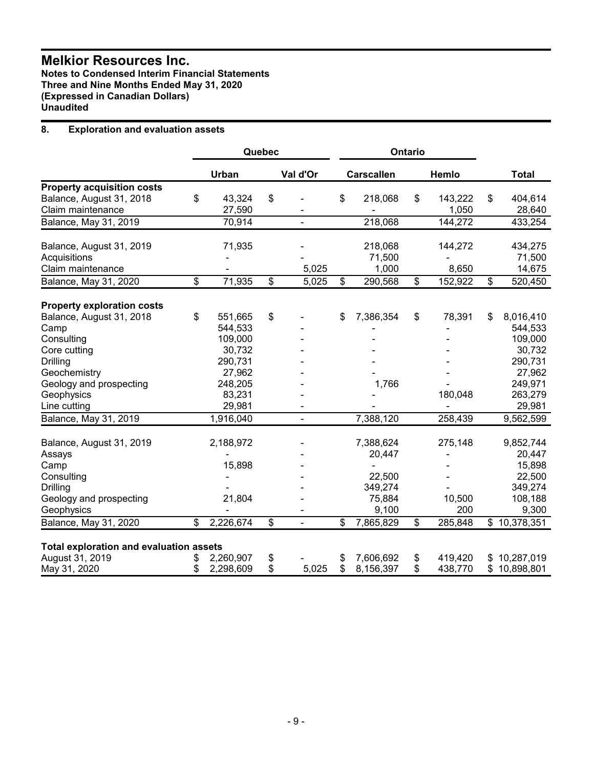# Melkior Resources Inc.

**Notes to Condensed Interim Financial Statements**
**Three and Nine Months Ended May 31, 2020**
**(Expressed in Canadian Dollars)**
**Unaudited**

## 8. Exploration and evaluation assets

| | Quebec | | Ontario | | |
|---|---|---|---|---|---|
| | **Urban** | **Val d'Or** | **Carscallen** | **Hemlo** | **Total** |
| **Property acquisition costs** | | | | | |
| Balance, August 31, 2018 | $ 43,324 | $ - | $ 218,068 | $ 143,222 | $ 404,614 |
| Claim maintenance | 27,590 | - | - | 1,050 | 28,640 |
| Balance, May 31, 2019 | 70,914 | - | 218,068 | 144,272 | 433,254 |
| | | | | | |
| Balance, August 31, 2019 | 71,935 | - | 218,068 | 144,272 | 434,275 |
| Acquisitions | - | - | 71,500 | - | 71,500 |
| Claim maintenance | - | 5,025 | 1,000 | 8,650 | 14,675 |
| Balance, May 31, 2020 | $ 71,935 | $ 5,025 | $ 290,568 | $ 152,922 | $ 520,450 |
| | | | | | |
| **Property exploration costs** | | | | | |
| Balance, August 31, 2018 | $ 551,665 | $ - | $ 7,386,354 | $ 78,391 | $ 8,016,410 |
| Camp | 544,533 | - | - | - | 544,533 |
| Consulting | 109,000 | - | - | - | 109,000 |
| Core cutting | 30,732 | - | - | - | 30,732 |
| Drilling | 290,731 | - | - | - | 290,731 |
| Geochemistry | 27,962 | - | - | - | 27,962 |
| Geology and prospecting | 248,205 | - | 1,766 | - | 249,971 |
| Geophysics | 83,231 | - | - | 180,048 | 263,279 |
| Line cutting | 29,981 | - | - | - | 29,981 |
| Balance, May 31, 2019 | 1,916,040 | - | 7,388,120 | 258,439 | 9,562,599 |
| | | | | | |
| Balance, August 31, 2019 | 2,188,972 | - | 7,388,624 | 275,148 | 9,852,744 |
| Assays | - | - | 20,447 | - | 20,447 |
| Camp | 15,898 | - | - | - | 15,898 |
| Consulting | - | - | 22,500 | - | 22,500 |
| Drilling | - | - | 349,274 | - | 349,274 |
| Geology and prospecting | 21,804 | - | 75,884 | 10,500 | 108,188 |
| Geophysics | - | - | 9,100 | 200 | 9,300 |
| Balance, May 31, 2020 | $ 2,226,674 | $ - | $ 7,865,829 | $ 285,848 | $ 10,378,351 |
| | | | | | |
| **Total exploration and evaluation assets** | | | | | |
| August 31, 2019 | $ 2,260,907 | $ - | $ 7,606,692 | $ 419,420 | $ 10,287,019 |
| May 31, 2020 | $ 2,298,609 | $ 5,025 | $ 8,156,397 | $ 438,770 | $ 10,898,801 |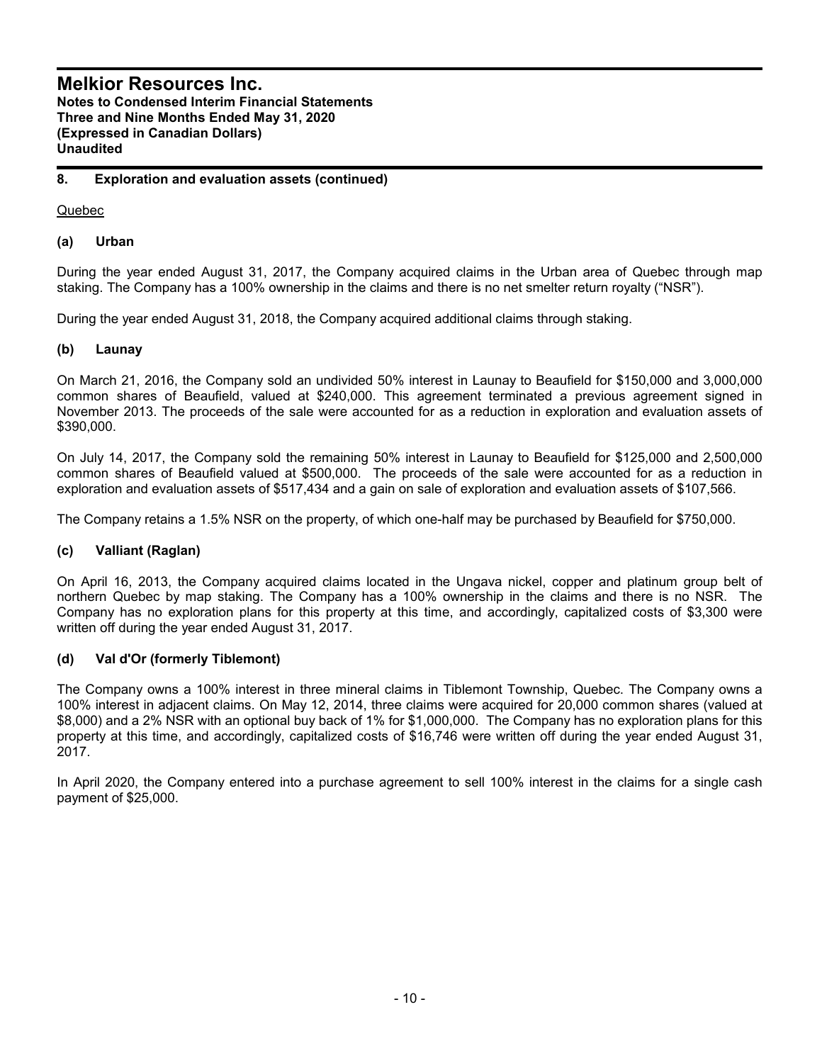## 8. Exploration and evaluation assets (continued)

Quebec

### (a) Urban

During the year ended August 31, 2017, the Company acquired claims in the Urban area of Quebec through map staking. The Company has a 100% ownership in the claims and there is no net smelter return royalty ("NSR").

During the year ended August 31, 2018, the Company acquired additional claims through staking.

### (b) Launay

On March 21, 2016, the Company sold an undivided 50% interest in Launay to Beaufield for $150,000 and 3,000,000 common shares of Beaufield, valued at $240,000. This agreement terminated a previous agreement signed in November 2013. The proceeds of the sale were accounted for as a reduction in exploration and evaluation assets of $390,000.

On July 14, 2017, the Company sold the remaining 50% interest in Launay to Beaufield for $125,000 and 2,500,000 common shares of Beaufield valued at $500,000. The proceeds of the sale were accounted for as a reduction in exploration and evaluation assets of $517,434 and a gain on sale of exploration and evaluation assets of $107,566.

The Company retains a 1.5% NSR on the property, of which one-half may be purchased by Beaufield for $750,000.

### (c) Valliant (Raglan)

On April 16, 2013, the Company acquired claims located in the Ungava nickel, copper and platinum group belt of northern Quebec by map staking. The Company has a 100% ownership in the claims and there is no NSR. The Company has no exploration plans for this property at this time, and accordingly, capitalized costs of $3,300 were written off during the year ended August 31, 2017.

### (d) Val d'Or (formerly Tiblemont)

The Company owns a 100% interest in three mineral claims in Tiblemont Township, Quebec. The Company owns a 100% interest in adjacent claims. On May 12, 2014, three claims were acquired for 20,000 common shares (valued at $8,000) and a 2% NSR with an optional buy back of 1% for $1,000,000. The Company has no exploration plans for this property at this time, and accordingly, capitalized costs of $16,746 were written off during the year ended August 31, 2017.

In April 2020, the Company entered into a purchase agreement to sell 100% interest in the claims for a single cash payment of $25,000.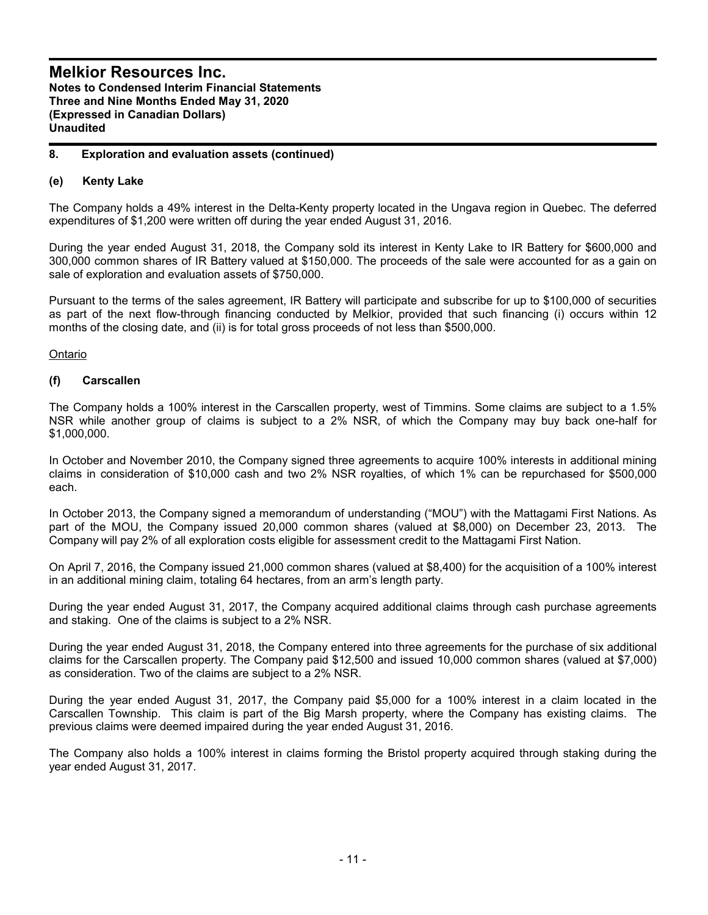## 8. Exploration and evaluation assets (continued)

### (e) Kenty Lake

The Company holds a 49% interest in the Delta-Kenty property located in the Ungava region in Quebec. The deferred expenditures of $1,200 were written off during the year ended August 31, 2016.

During the year ended August 31, 2018, the Company sold its interest in Kenty Lake to IR Battery for $600,000 and 300,000 common shares of IR Battery valued at $150,000. The proceeds of the sale were accounted for as a gain on sale of exploration and evaluation assets of $750,000.

Pursuant to the terms of the sales agreement, IR Battery will participate and subscribe for up to $100,000 of securities as part of the next flow-through financing conducted by Melkior, provided that such financing (i) occurs within 12 months of the closing date, and (ii) is for total gross proceeds of not less than $500,000.

Ontario

### (f) Carscallen

The Company holds a 100% interest in the Carscallen property, west of Timmins. Some claims are subject to a 1.5% NSR while another group of claims is subject to a 2% NSR, of which the Company may buy back one-half for $1,000,000.

In October and November 2010, the Company signed three agreements to acquire 100% interests in additional mining claims in consideration of $10,000 cash and two 2% NSR royalties, of which 1% can be repurchased for $500,000 each.

In October 2013, the Company signed a memorandum of understanding ("MOU") with the Mattagami First Nations. As part of the MOU, the Company issued 20,000 common shares (valued at $8,000) on December 23, 2013. The Company will pay 2% of all exploration costs eligible for assessment credit to the Mattagami First Nation.

On April 7, 2016, the Company issued 21,000 common shares (valued at $8,400) for the acquisition of a 100% interest in an additional mining claim, totaling 64 hectares, from an arm's length party.

During the year ended August 31, 2017, the Company acquired additional claims through cash purchase agreements and staking. One of the claims is subject to a 2% NSR.

During the year ended August 31, 2018, the Company entered into three agreements for the purchase of six additional claims for the Carscallen property. The Company paid $12,500 and issued 10,000 common shares (valued at $7,000) as consideration. Two of the claims are subject to a 2% NSR.

During the year ended August 31, 2017, the Company paid $5,000 for a 100% interest in a claim located in the Carscallen Township. This claim is part of the Big Marsh property, where the Company has existing claims. The previous claims were deemed impaired during the year ended August 31, 2016.

The Company also holds a 100% interest in claims forming the Bristol property acquired through staking during the year ended August 31, 2017.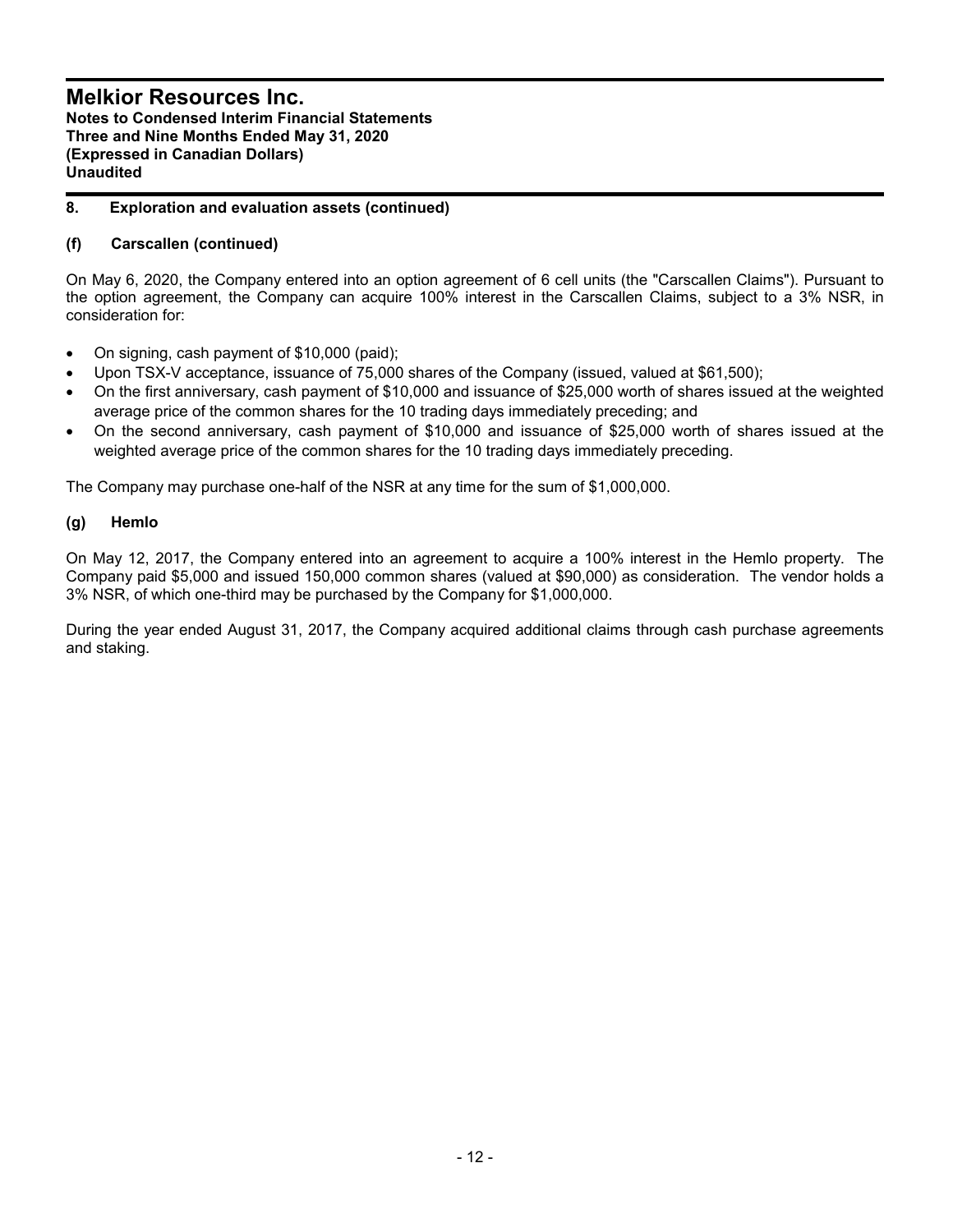## 8. Exploration and evaluation assets (continued)

### (f) Carscallen (continued)

On May 6, 2020, the Company entered into an option agreement of 6 cell units (the "Carscallen Claims"). Pursuant to the option agreement, the Company can acquire 100% interest in the Carscallen Claims, subject to a 3% NSR, in consideration for:

- On signing, cash payment of $10,000 (paid);
- Upon TSX-V acceptance, issuance of 75,000 shares of the Company (issued, valued at $61,500);
- On the first anniversary, cash payment of $10,000 and issuance of $25,000 worth of shares issued at the weighted average price of the common shares for the 10 trading days immediately preceding; and
- On the second anniversary, cash payment of $10,000 and issuance of $25,000 worth of shares issued at the weighted average price of the common shares for the 10 trading days immediately preceding.

The Company may purchase one-half of the NSR at any time for the sum of $1,000,000.

### (g) Hemlo

On May 12, 2017, the Company entered into an agreement to acquire a 100% interest in the Hemlo property. The Company paid $5,000 and issued 150,000 common shares (valued at $90,000) as consideration. The vendor holds a 3% NSR, of which one-third may be purchased by the Company for $1,000,000.

During the year ended August 31, 2017, the Company acquired additional claims through cash purchase agreements and staking.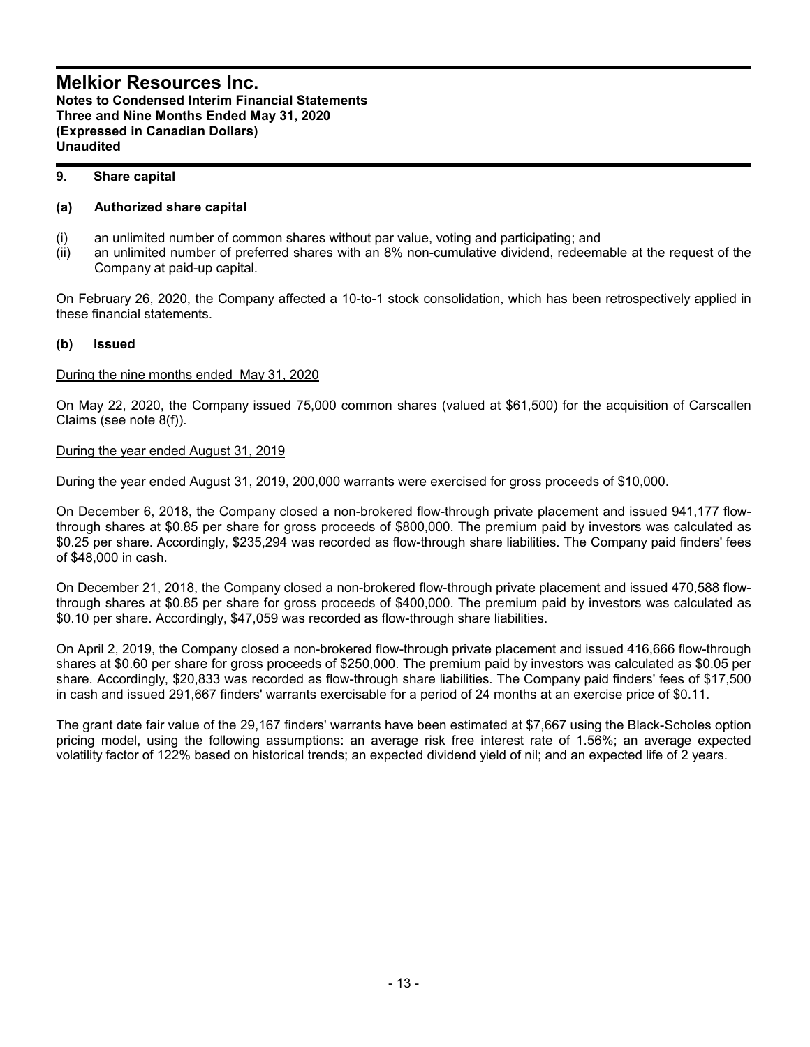## 9. Share capital

### (a) Authorized share capital

(i) an unlimited number of common shares without par value, voting and participating; and
(ii) an unlimited number of preferred shares with an 8% non-cumulative dividend, redeemable at the request of the Company at paid-up capital.

On February 26, 2020, the Company affected a 10-to-1 stock consolidation, which has been retrospectively applied in these financial statements.

### (b) Issued

<u>During the nine months ended May 31, 2020</u>

On May 22, 2020, the Company issued 75,000 common shares (valued at $61,500) for the acquisition of Carscallen Claims (see note 8(f)).

<u>During the year ended August 31, 2019</u>

During the year ended August 31, 2019, 200,000 warrants were exercised for gross proceeds of $10,000.

On December 6, 2018, the Company closed a non-brokered flow-through private placement and issued 941,177 flow-through shares at $0.85 per share for gross proceeds of $800,000. The premium paid by investors was calculated as $0.25 per share. Accordingly, $235,294 was recorded as flow-through share liabilities. The Company paid finders' fees of $48,000 in cash.

On December 21, 2018, the Company closed a non-brokered flow-through private placement and issued 470,588 flow-through shares at $0.85 per share for gross proceeds of $400,000. The premium paid by investors was calculated as $0.10 per share. Accordingly, $47,059 was recorded as flow-through share liabilities.

On April 2, 2019, the Company closed a non-brokered flow-through private placement and issued 416,666 flow-through shares at $0.60 per share for gross proceeds of $250,000. The premium paid by investors was calculated as $0.05 per share. Accordingly, $20,833 was recorded as flow-through share liabilities. The Company paid finders' fees of $17,500 in cash and issued 291,667 finders' warrants exercisable for a period of 24 months at an exercise price of $0.11.

The grant date fair value of the 29,167 finders' warrants have been estimated at $7,667 using the Black-Scholes option pricing model, using the following assumptions: an average risk free interest rate of 1.56%; an average expected volatility factor of 122% based on historical trends; an expected dividend yield of nil; and an expected life of 2 years.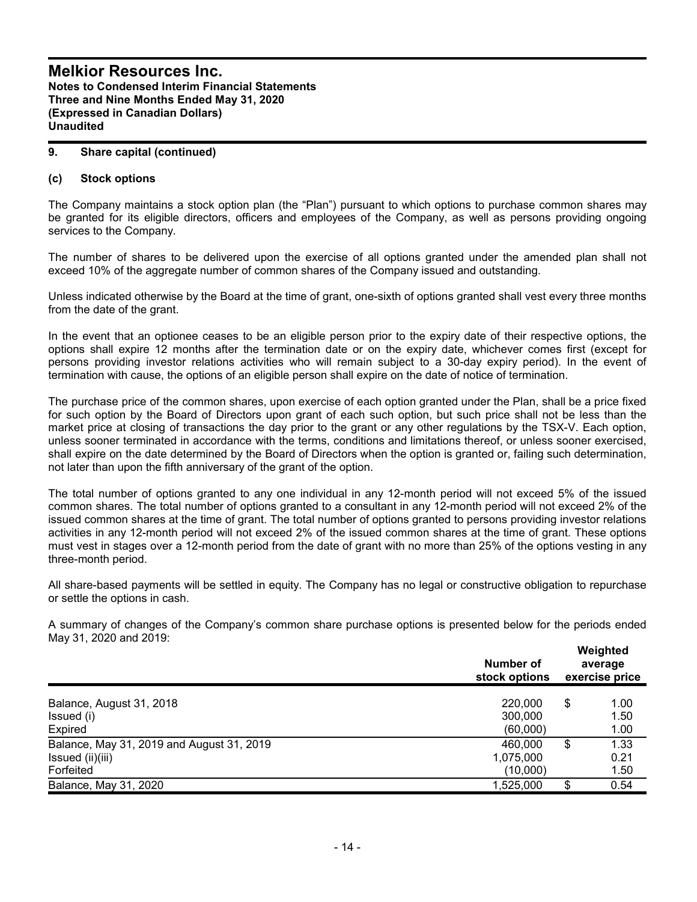## 9. Share capital (continued)

### (c) Stock options

The Company maintains a stock option plan (the "Plan") pursuant to which options to purchase common shares may be granted for its eligible directors, officers and employees of the Company, as well as persons providing ongoing services to the Company.

The number of shares to be delivered upon the exercise of all options granted under the amended plan shall not exceed 10% of the aggregate number of common shares of the Company issued and outstanding.

Unless indicated otherwise by the Board at the time of grant, one-sixth of options granted shall vest every three months from the date of the grant.

In the event that an optionee ceases to be an eligible person prior to the expiry date of their respective options, the options shall expire 12 months after the termination date or on the expiry date, whichever comes first (except for persons providing investor relations activities who will remain subject to a 30-day expiry period). In the event of termination with cause, the options of an eligible person shall expire on the date of notice of termination.

The purchase price of the common shares, upon exercise of each option granted under the Plan, shall be a price fixed for such option by the Board of Directors upon grant of each such option, but such price shall not be less than the market price at closing of transactions the day prior to the grant or any other regulations by the TSX-V. Each option, unless sooner terminated in accordance with the terms, conditions and limitations thereof, or unless sooner exercised, shall expire on the date determined by the Board of Directors when the option is granted or, failing such determination, not later than upon the fifth anniversary of the grant of the option.

The total number of options granted to any one individual in any 12-month period will not exceed 5% of the issued common shares. The total number of options granted to a consultant in any 12-month period will not exceed 2% of the issued common shares at the time of grant. The total number of options granted to persons providing investor relations activities in any 12-month period will not exceed 2% of the issued common shares at the time of grant. These options must vest in stages over a 12-month period from the date of grant with no more than 25% of the options vesting in any three-month period.

All share-based payments will be settled in equity. The Company has no legal or constructive obligation to repurchase or settle the options in cash.

A summary of changes of the Company's common share purchase options is presented below for the periods ended May 31, 2020 and 2019:

| | Number of stock options | Weighted average exercise price |
|---|---|---|
| Balance, August 31, 2018 | 220,000 | $ 1.00 |
| Issued (i) | 300,000 | 1.50 |
| Expired | (60,000) | 1.00 |
| Balance, May 31, 2019 and August 31, 2019 | 460,000 | $ 1.33 |
| Issued (ii)(iii) | 1,075,000 | 0.21 |
| Forfeited | (10,000) | 1.50 |
| Balance, May 31, 2020 | 1,525,000 | $ 0.54 |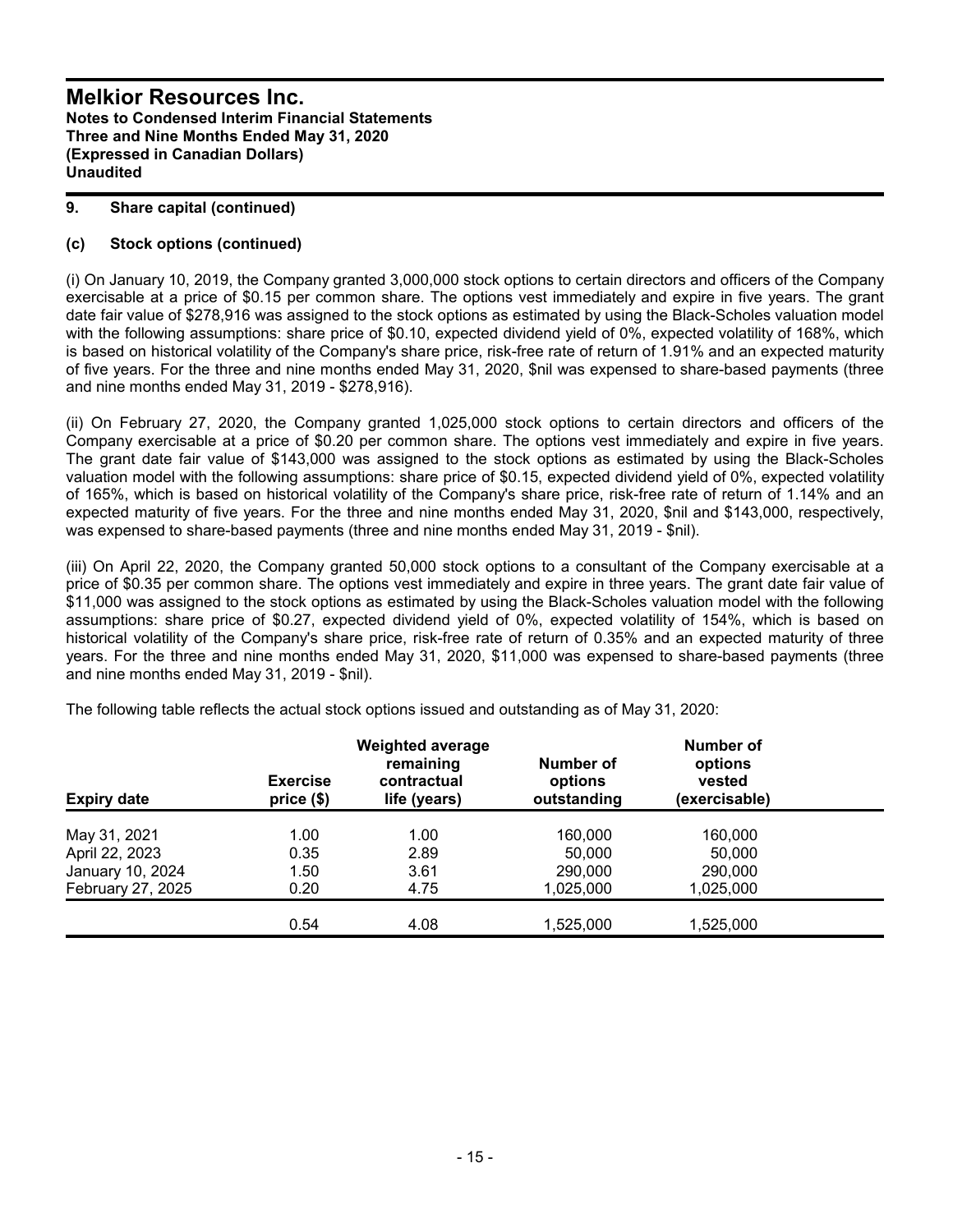## 9. Share capital (continued)

### (c) Stock options (continued)

(i) On January 10, 2019, the Company granted 3,000,000 stock options to certain directors and officers of the Company exercisable at a price of $0.15 per common share. The options vest immediately and expire in five years. The grant date fair value of $278,916 was assigned to the stock options as estimated by using the Black-Scholes valuation model with the following assumptions: share price of $0.10, expected dividend yield of 0%, expected volatility of 168%, which is based on historical volatility of the Company's share price, risk-free rate of return of 1.91% and an expected maturity of five years. For the three and nine months ended May 31, 2020, $nil was expensed to share-based payments (three and nine months ended May 31, 2019 - $278,916).

(ii) On February 27, 2020, the Company granted 1,025,000 stock options to certain directors and officers of the Company exercisable at a price of $0.20 per common share. The options vest immediately and expire in five years. The grant date fair value of $143,000 was assigned to the stock options as estimated by using the Black-Scholes valuation model with the following assumptions: share price of $0.15, expected dividend yield of 0%, expected volatility of 165%, which is based on historical volatility of the Company's share price, risk-free rate of return of 1.14% and an expected maturity of five years. For the three and nine months ended May 31, 2020, $nil and $143,000, respectively, was expensed to share-based payments (three and nine months ended May 31, 2019 - $nil).

(iii) On April 22, 2020, the Company granted 50,000 stock options to a consultant of the Company exercisable at a price of $0.35 per common share. The options vest immediately and expire in three years. The grant date fair value of $11,000 was assigned to the stock options as estimated by using the Black-Scholes valuation model with the following assumptions: share price of $0.27, expected dividend yield of 0%, expected volatility of 154%, which is based on historical volatility of the Company's share price, risk-free rate of return of 0.35% and an expected maturity of three years. For the three and nine months ended May 31, 2020, $11,000 was expensed to share-based payments (three and nine months ended May 31, 2019 - $nil).

The following table reflects the actual stock options issued and outstanding as of May 31, 2020:

| Expiry date | Exercise price ($) | Weighted average remaining contractual life (years) | Number of options outstanding | Number of options vested (exercisable) |
|---|---|---|---|---|
| May 31, 2021 | 1.00 | 1.00 | 160,000 | 160,000 |
| April 22, 2023 | 0.35 | 2.89 | 50,000 | 50,000 |
| January 10, 2024 | 1.50 | 3.61 | 290,000 | 290,000 |
| February 27, 2025 | 0.20 | 4.75 | 1,025,000 | 1,025,000 |
| | 0.54 | 4.08 | 1,525,000 | 1,525,000 |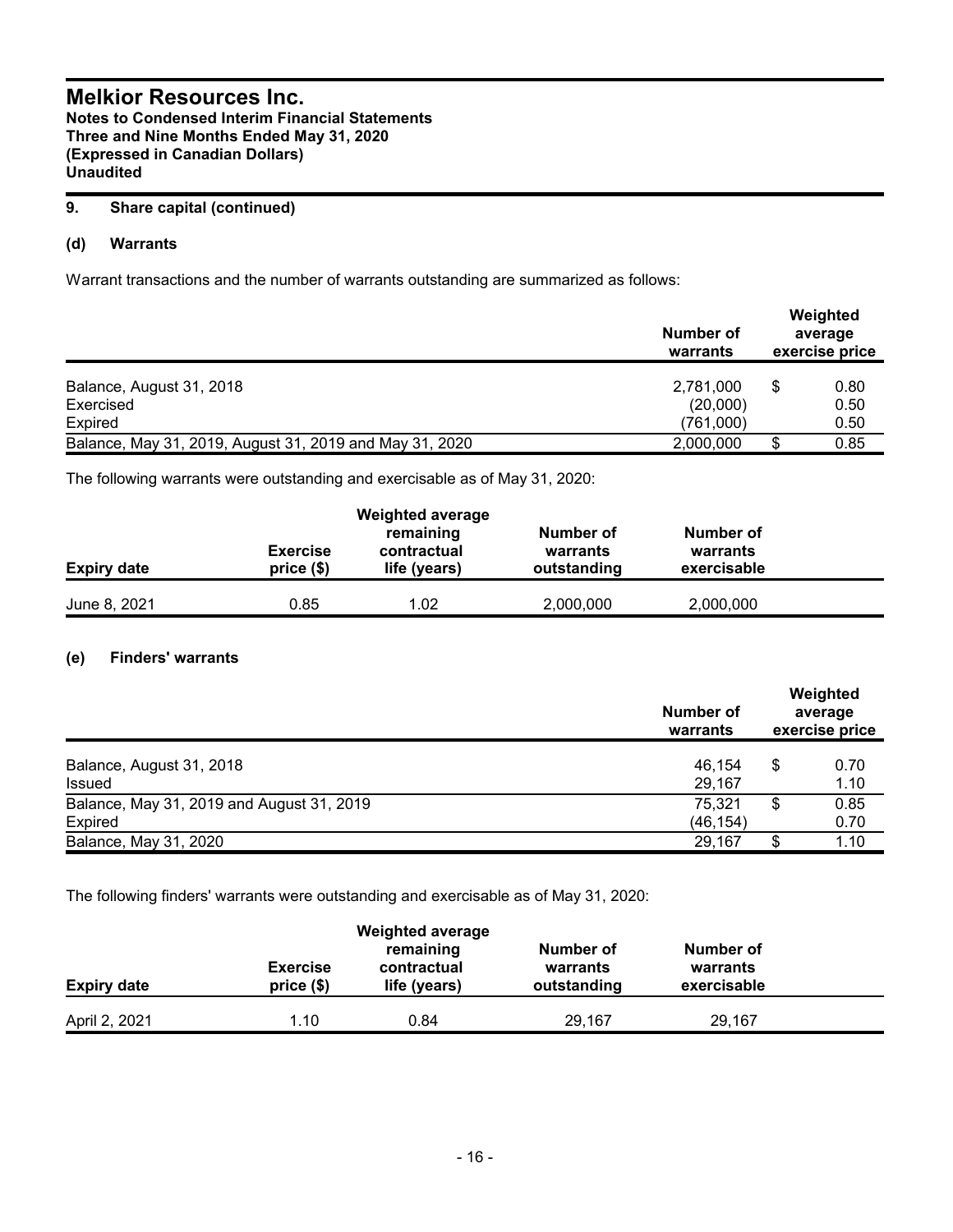# Melkior Resources Inc.

**Notes to Condensed Interim Financial Statements**
**Three and Nine Months Ended May 31, 2020**
**(Expressed in Canadian Dollars)**
**Unaudited**

## 9. Share capital (continued)

### (d) Warrants

Warrant transactions and the number of warrants outstanding are summarized as follows:

| | Number of warrants | Weighted average exercise price |
|---|---|---|
| Balance, August 31, 2018 | 2,781,000 | $ 0.80 |
| Exercised | (20,000) | 0.50 |
| Expired | (761,000) | 0.50 |
| Balance, May 31, 2019, August 31, 2019 and May 31, 2020 | 2,000,000 | $ 0.85 |

The following warrants were outstanding and exercisable as of May 31, 2020:

| Expiry date | Exercise price ($) | Weighted average remaining contractual life (years) | Number of warrants outstanding | Number of warrants exercisable |
|---|---|---|---|---|
| June 8, 2021 | 0.85 | 1.02 | 2,000,000 | 2,000,000 |

### (e) Finders' warrants

| | Number of warrants | Weighted average exercise price |
|---|---|---|
| Balance, August 31, 2018 | 46,154 | $ 0.70 |
| Issued | 29,167 | 1.10 |
| Balance, May 31, 2019 and August 31, 2019 | 75,321 | $ 0.85 |
| Expired | (46,154) | 0.70 |
| Balance, May 31, 2020 | 29,167 | $ 1.10 |

The following finders' warrants were outstanding and exercisable as of May 31, 2020:

| Expiry date | Exercise price ($) | Weighted average remaining contractual life (years) | Number of warrants outstanding | Number of warrants exercisable |
|---|---|---|---|---|
| April 2, 2021 | 1.10 | 0.84 | 29,167 | 29,167 |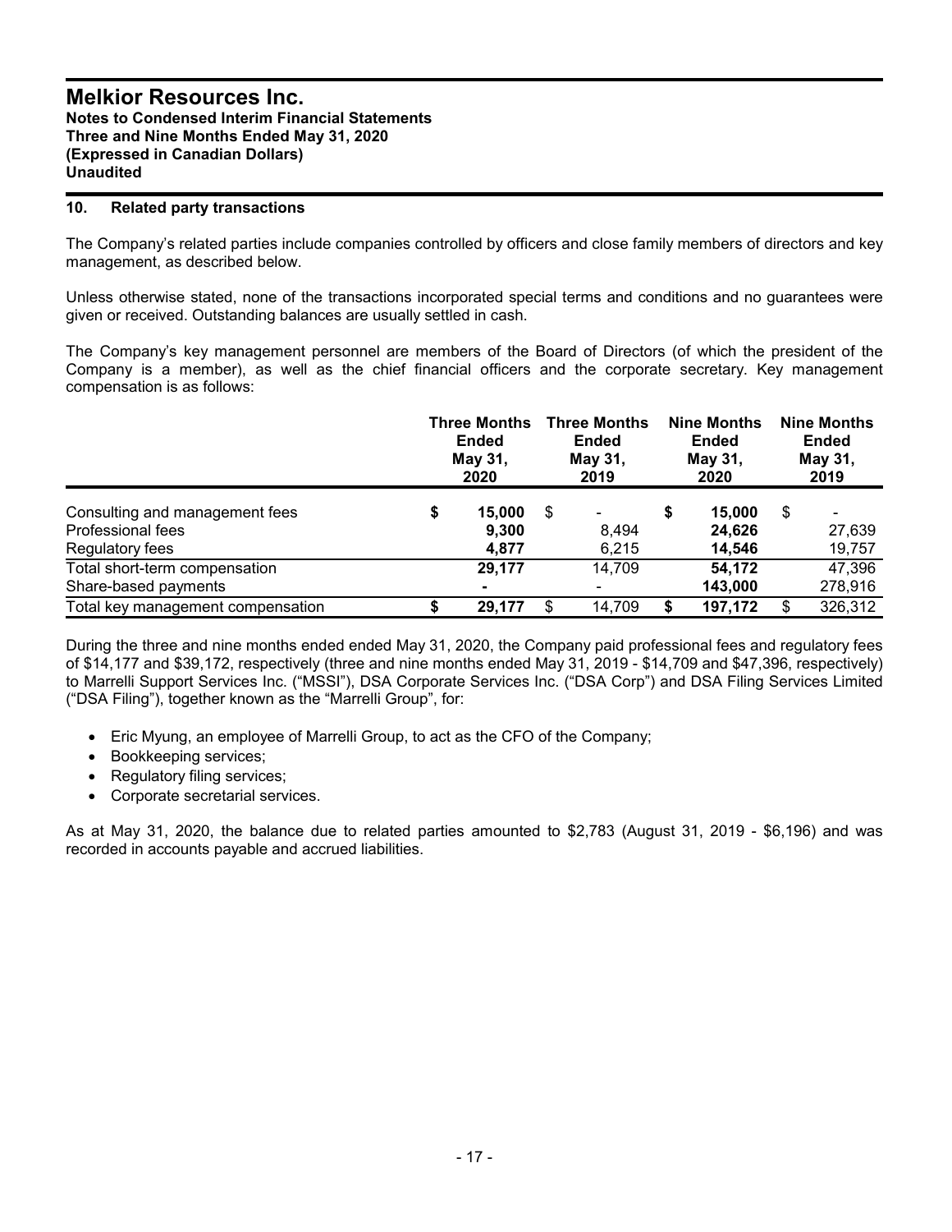## 10. Related party transactions

The Company's related parties include companies controlled by officers and close family members of directors and key management, as described below.

Unless otherwise stated, none of the transactions incorporated special terms and conditions and no guarantees were given or received. Outstanding balances are usually settled in cash.

The Company's key management personnel are members of the Board of Directors (of which the president of the Company is a member), as well as the chief financial officers and the corporate secretary. Key management compensation is as follows:

| | Three Months Ended May 31, 2020 | Three Months Ended May 31, 2019 | Nine Months Ended May 31, 2020 | Nine Months Ended May 31, 2019 |
|---|---|---|---|---|
| Consulting and management fees | **$ 15,000** | $ - | **$ 15,000** | $ - |
| Professional fees | **9,300** | 8,494 | **24,626** | 27,639 |
| Regulatory fees | **4,877** | 6,215 | **14,546** | 19,757 |
| Total short-term compensation | **29,177** | 14,709 | **54,172** | 47,396 |
| Share-based payments | **-** | - | **143,000** | 278,916 |
| Total key management compensation | **$ 29,177** | $ 14,709 | **$ 197,172** | $ 326,312 |

During the three and nine months ended ended May 31, 2020, the Company paid professional fees and regulatory fees of $14,177 and $39,172, respectively (three and nine months ended May 31, 2019 - $14,709 and $47,396, respectively) to Marrelli Support Services Inc. ("MSSI"), DSA Corporate Services Inc. ("DSA Corp") and DSA Filing Services Limited ("DSA Filing"), together known as the "Marrelli Group", for:

- Eric Myung, an employee of Marrelli Group, to act as the CFO of the Company;
- Bookkeeping services;
- Regulatory filing services;
- Corporate secretarial services.

As at May 31, 2020, the balance due to related parties amounted to $2,783 (August 31, 2019 - $6,196) and was recorded in accounts payable and accrued liabilities.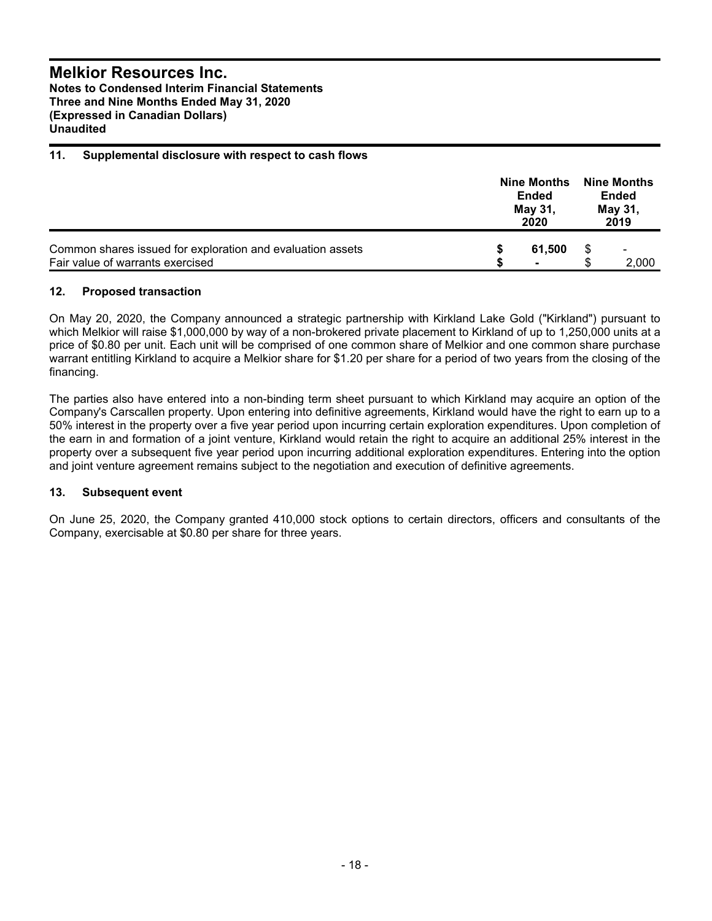# Melkior Resources Inc.

**Notes to Condensed Interim Financial Statements**
**Three and Nine Months Ended May 31, 2020**
**(Expressed in Canadian Dollars)**
**Unaudited**

## 11. Supplemental disclosure with respect to cash flows

| | Nine Months Ended May 31, 2020 | Nine Months Ended May 31, 2019 |
|---|---|---|
| Common shares issued for exploration and evaluation assets | **$ 61,500** | $ - |
| Fair value of warrants exercised | **$ -** | $ 2,000 |

## 12. Proposed transaction

On May 20, 2020, the Company announced a strategic partnership with Kirkland Lake Gold ("Kirkland") pursuant to which Melkior will raise $1,000,000 by way of a non-brokered private placement to Kirkland of up to 1,250,000 units at a price of $0.80 per unit. Each unit will be comprised of one common share of Melkior and one common share purchase warrant entitling Kirkland to acquire a Melkior share for $1.20 per share for a period of two years from the closing of the financing.

The parties also have entered into a non-binding term sheet pursuant to which Kirkland may acquire an option of the Company's Carscallen property. Upon entering into definitive agreements, Kirkland would have the right to earn up to a 50% interest in the property over a five year period upon incurring certain exploration expenditures. Upon completion of the earn in and formation of a joint venture, Kirkland would retain the right to acquire an additional 25% interest in the property over a subsequent five year period upon incurring additional exploration expenditures. Entering into the option and joint venture agreement remains subject to the negotiation and execution of definitive agreements.

## 13. Subsequent event

On June 25, 2020, the Company granted 410,000 stock options to certain directors, officers and consultants of the Company, exercisable at $0.80 per share for three years.